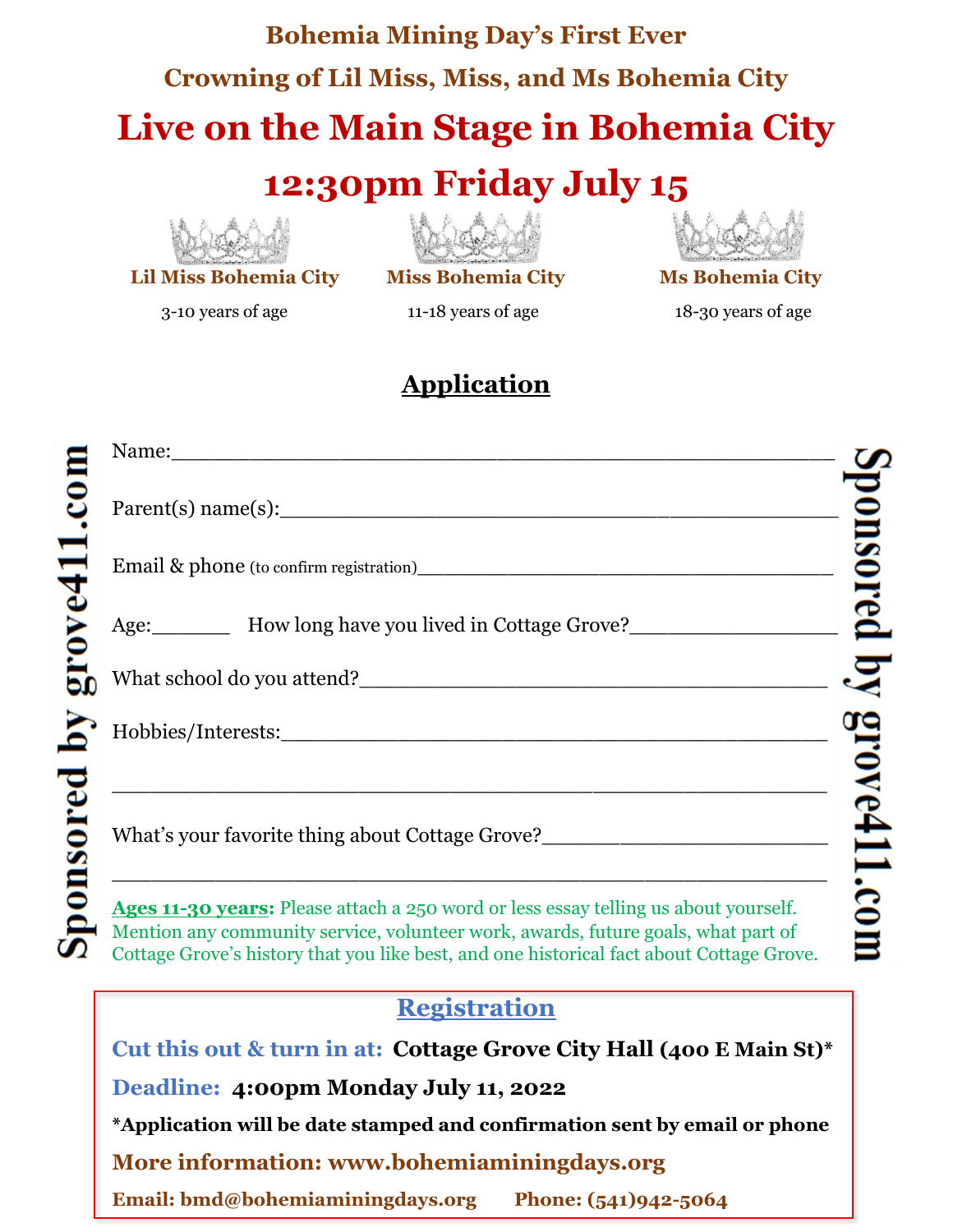## Bohemia Mining Day's First Ever

## Crowning of Lil Miss, Miss, and Ms Bohemia City

# Live on the Main Stage in Bohemia City

# 12:30pm Friday July 15

| Lil Miss Bohemia City | Miss Bohemia City | Ms Bohemia City |
|---|---|---|
| 3-10 years of age | 11-18 years of age | 18-30 years of age |

## Application

Sponsored by grove411.com

Name:_______________________________________________

Parent(s) name(s):_______________________________________________

Email & phone (to confirm registration)_______________________________________________

Age:______ How long have you lived in Cottage Grove?_________________

What school do you attend?_______________________________________________

Hobbies/Interests:_______________________________________________

_______________________________________________

What's your favorite thing about Cottage Grove?_______________________

_______________________________________________

**Ages 11-30 years:** Please attach a 250 word or less essay telling us about yourself. Mention any community service, volunteer work, awards, future goals, what part of Cottage Grove's history that you like best, and one historical fact about Cottage Grove.

Sponsored by grove411.com

## Registration

**Cut this out & turn in at: Cottage Grove City Hall (400 E Main St)***

**Deadline: 4:00pm Monday July 11, 2022**

***Application will be date stamped and confirmation sent by email or phone**

**More information: www.bohemiaminingdays.org**

**Email: bmd@bohemiaminingdays.org Phone: (541)942-5064**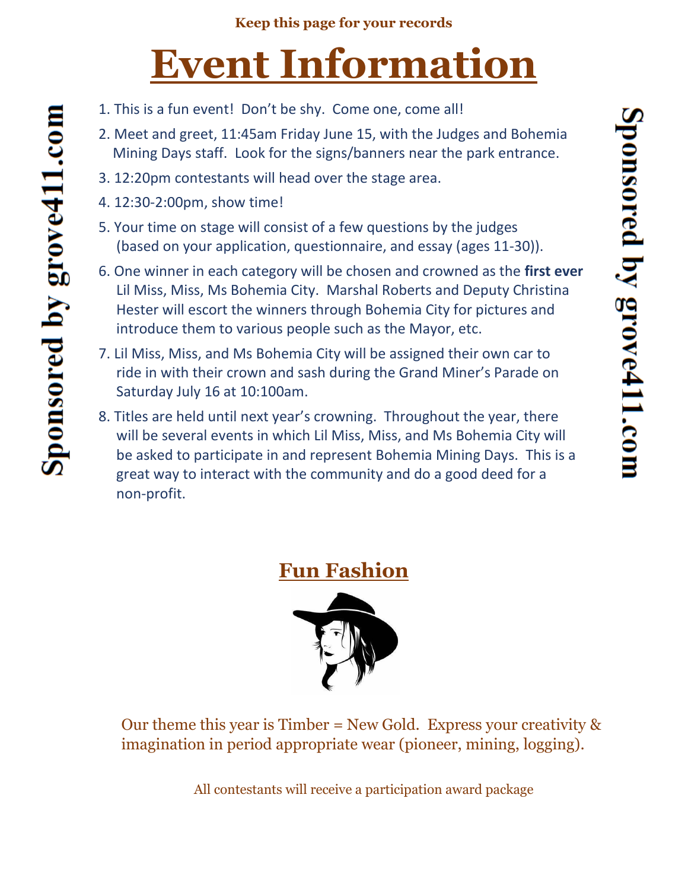**Keep this page for your records**

# Event Information

1. This is a fun event! Don't be shy. Come one, come all!
2. Meet and greet, 11:45am Friday June 15, with the Judges and Bohemia Mining Days staff. Look for the signs/banners near the park entrance.
3. 12:20pm contestants will head over the stage area.
4. 12:30-2:00pm, show time!
5. Your time on stage will consist of a few questions by the judges (based on your application, questionnaire, and essay (ages 11-30)).
6. One winner in each category will be chosen and crowned as the **first ever** Lil Miss, Miss, Ms Bohemia City. Marshal Roberts and Deputy Christina Hester will escort the winners through Bohemia City for pictures and introduce them to various people such as the Mayor, etc.
7. Lil Miss, Miss, and Ms Bohemia City will be assigned their own car to ride in with their crown and sash during the Grand Miner's Parade on Saturday July 16 at 10:100am.
8. Titles are held until next year's crowning. Throughout the year, there will be several events in which Lil Miss, Miss, and Ms Bohemia City will be asked to participate in and represent Bohemia Mining Days. This is a great way to interact with the community and do a good deed for a non-profit.

## Fun Fashion

Our theme this year is Timber = New Gold. Express your creativity & imagination in period appropriate wear (pioneer, mining, logging).

All contestants will receive a participation award package

Sponsored by grove411.com

Sponsored by grove411.com